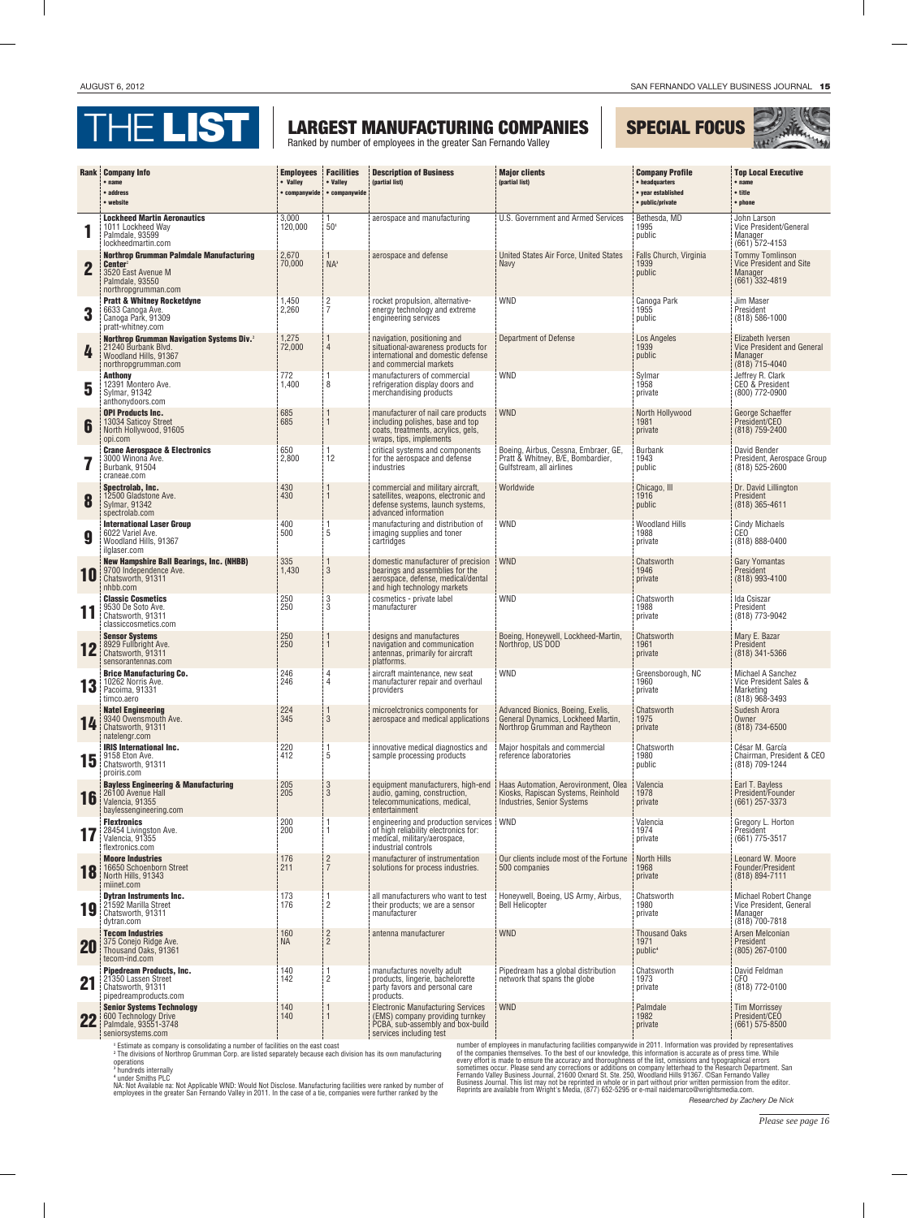# THE LIST

## LARGEST MANUFACTURING COMPANIES

Ranked by number of employees in the greater San Fernando Valley

**SPECIAL FOCUS**

| Rank | Company Info • name • address • website | Employees • Valley • companywide | Facilities • Valley • companywide | Description of Business (partial list) | Major clients (partial list) | Company Profile • headquarters • year established • public/private | Top Local Executive • name • title • phone |
|---|---|---|---|---|---|---|---|
| 1 | **Lockheed Martin Aeronautics** 1011 Lockheed Way Palmdale, 93599 lockheedmartin.com | 3,000 120,000 | 1 50[1] | aerospace and manufacturing | U.S. Government and Armed Services | Bethesda, MD 1995 public | John Larson Vice President/General Manager (661) 572-4153 |
| 2 | **Northrop Grumman Palmdale Manufacturing Center**[2] 3520 East Avenue M Palmdale, 93550 northropgrumman.com | 2,670 70,000 | 1 NA[3] | aerospace and defense | United States Air Force, United States Navy | Falls Church, Virginia 1939 public | Tommy Tomlinson Vice President and Site Manager (661) 332-4819 |
| 3 | **Pratt & Whitney Rocketdyne** 6633 Canoga Ave. Canoga Park, 91309 pratt-whitney.com | 1,450 2,260 | 2 7 | rocket propulsion, alternative-energy technology and extreme engineering services | WND | Canoga Park 1955 public | Jim Maser President (818) 586-1000 |
| 4 | **Northrop Grumman Navigation Systems Div.**[2] 21240 Burbank Blvd. Woodland Hills, 91367 northropgrumman.com | 1,275 72,000 | 1 4 | navigation, positioning and situational-awareness products for international and domestic defense and commercial markets | Department of Defense | Los Angeles 1939 public | Elizabeth Iversen Vice President and General Manager (818) 715-4040 |
| 5 | **Anthony** 12391 Montero Ave. Sylmar, 91342 anthonydoors.com | 772 1,400 | 1 8 | manufacturers of commercial refrigeration display doors and merchandising products | WND | Sylmar 1958 private | Jeffrey R. Clark CEO & President (800) 772-0900 |
| 6 | **OPI Products Inc.** 13034 Saticoy Street North Hollywood, 91605 opi.com | 685 685 | 1 1 | manufacturer of nail care products including polishes, base and top coats, treatments, acrylics, gels, wraps, tips, implements | WND | North Hollywood 1981 private | George Schaeffer President/CEO (818) 759-2400 |
| 7 | **Crane Aerospace & Electronics** 3000 Winona Ave. Burbank, 91504 craneae.com | 650 2,800 | 1 12 | critical systems and components for the aerospace and defense industries | Boeing, Airbus, Cessna, Embraer, GE, Pratt & Whitney, B/E, Bombardier, Gulfstream, all airlines | Burbank 1943 public | David Bender President, Aerospace Group (818) 525-2600 |
| 8 | **Spectrolab, Inc.** 12500 Gladstone Ave. Sylmar, 91342 spectrolab.com | 430 430 | 1 1 | commercial and military aircraft, satellites, weapons, electronic and defense systems, launch systems, advanced information | Worldwide | Chicago, Ill 1916 public | Dr. David Lillington President (818) 365-4611 |
| 9 | **International Laser Group** 6022 Variel Ave. Woodland Hills, 91367 ilglaser.com | 400 500 | 1 5 | manufacturing and distribution of imaging supplies and toner cartridges | WND | Woodland Hills 1988 private | Cindy Michaels CEO (818) 888-0400 |
| 10 | **New Hampshire Ball Bearings, Inc. (NHBB)** 9700 Independence Ave. Chatsworth, 91311 nhbb.com | 335 1,430 | 1 3 | domestic manufacturer of precision bearings and assemblies for the aerospace, defense, medical/dental and high technology markets | WND | Chatsworth 1946 private | Gary Yomantas President (818) 993-4100 |
| 11 | **Classic Cosmetics** 9530 De Soto Ave. Chatsworth, 91311 classiccosmetics.com | 250 250 | 3 3 | cosmetics - private label manufacturer | WND | Chatsworth 1988 private | Ida Csiszar President (818) 773-9042 |
| 12 | **Sensor Systems** 8929 Fullbright Ave. Chatsworth, 91311 sensorantennas.com | 250 250 | 1 1 | designs and manufactures navigation and communication antennas, primarily for aircraft platforms. | Boeing, Honeywell, Lockheed-Martin, Northrop, US DOD | Chatsworth 1961 private | Mary E. Bazar President (818) 341-5366 |
| 13 | **Brice Manufacturing Co.** 10262 Norris Ave. Pacoima, 91331 timco.aero | 246 246 | 4 4 | aircraft maintenance, new seat manufacturer repair and overhaul providers | WND | Greensborough, NC 1960 private | Michael A Sanchez Vice President Sales & Marketing (818) 968-3493 |
| 14 | **Natel Engineering** 9340 Owensmouth Ave. Chatsworth, 91311 natelengr.com | 224 345 | 1 3 | microelectronics components for aerospace and medical applications | Advanced Bionics, Boeing, Exelis, General Dynamics, Lockheed Martin, Northrop Grumman and Raytheon | Chatsworth 1975 private | Sudesh Arora Owner (818) 734-6500 |
| 15 | **IRIS International Inc.** 9158 Eton Ave. Chatsworth, 91311 proiris.com | 220 412 | 1 5 | innovative medical diagnostics and sample processing products | Major hospitals and commercial reference laboratories | Chatsworth 1980 public | César M. García Chairman, President & CEO (818) 709-1244 |
| 16 | **Bayless Engineering & Manufacturing** 26100 Avenue Hall Valencia, 91355 baylessengineering.com | 205 205 | 3 3 | equipment manufacturers, high-end audio, gaming, construction, telecommunications, medical, entertainment | Haas Automation, Aerovironment, Olea Kiosks, Rapiscan Systems, Reinhold Industries, Senior Systems | Valencia 1978 private | Earl T. Bayless President/Founder (661) 257-3373 |
| 17 | **Flextronics** 28454 Livingston Ave. Valencia, 91355 flextronics.com | 200 200 | 1 1 | engineering and production services of high reliability electronics for: medical, military/aerospace, industrial controls | WND | Valencia 1974 private | Gregory L. Horton President (661) 775-3517 |
| 18 | **Moore Industries** 16650 Schoenborn Street North Hills, 91343 miinet.com | 176 211 | 2 7 | manufacturer of instrumentation solutions for process industries. | Our clients include most of the Fortune 500 companies | North Hills 1968 private | Leonard W. Moore Founder/President (818) 894-7111 |
| 19 | **Dytran Instruments Inc.** 21592 Marilla Street Chatsworth, 91311 dytran.com | 173 176 | 1 2 | all manufacturers who want to test their products; we are a sensor manufacturer | Honeywell, Boeing, US Army, Airbus, Bell Helicopter | Chatsworth 1980 private | Michael Robert Change Vice President, General Manager (818) 700-7818 |
| 20 | **Tecom Industries** 375 Conejo Ridge Ave. Thousand Oaks, 91361 tecom-ind.com | 160 NA | 2 2 | antenna manufacturer | WND | Thousand Oaks 1971 public[4] | Arsen Melconian President (805) 267-0100 |
| 21 | **Pipedream Products, Inc.** 21350 Lassen Street Chatsworth, 91311 pipedreamproducts.com | 140 142 | 1 2 | manufactures novelty adult products, lingerie, bachelorette party favors and personal care products. | Pipedream has a global distribution network that spans the globe | Chatsworth 1973 private | David Feldman CFO (818) 772-0100 |
| 22 | **Senior Systems Technology** 600 Technology Drive Palmdale, 93551-3748 seniorsystems.com | 140 140 | 1 1 | Electronic Manufacturing Services (EMS) company providing turnkey PCBA, sub-assembly and box-build services including test | WND | Palmdale 1982 private | Tim Morrissey President/CEO (661) 575-8500 |

[1] Estimate as company is consolidating a number of facilities on the east coast
[2] The divisions of Northrop Grumman Corp. are listed separately because each division has its own manufacturing operations
[3] hundreds internally
[4] under Smiths PLC
NA: Not Available na: Not Applicable WND: Would Not Disclose. Manufacturing facilities were ranked by number of employees in the greater San Fernando Valley in 2011. In the case of a tie, companies were further ranked by the number of employees in manufacturing facilities companywide in 2011. Information was provided by representatives of the companies themselves. To the best of our knowledge, this information is accurate as of press time. While every effort is made to ensure the accuracy and thoroughness of the list, omissions and typographical errors sometimes occur. Please send any corrections or additions on company letterhead to the Research Department. San Fernando Valley Business Journal, 21600 Oxnard St. Ste. 250, Woodland Hills 91367. ©San Fernando Valley Business Journal. This list may not be reprinted in whole or in part without prior written permission from the editor. Reprints are available from Wright's Media, (877) 652-5295 or e-mail naidemarco@wrightsmedia.com.

*Researched by Zachery De Nick*

*Please see page 16*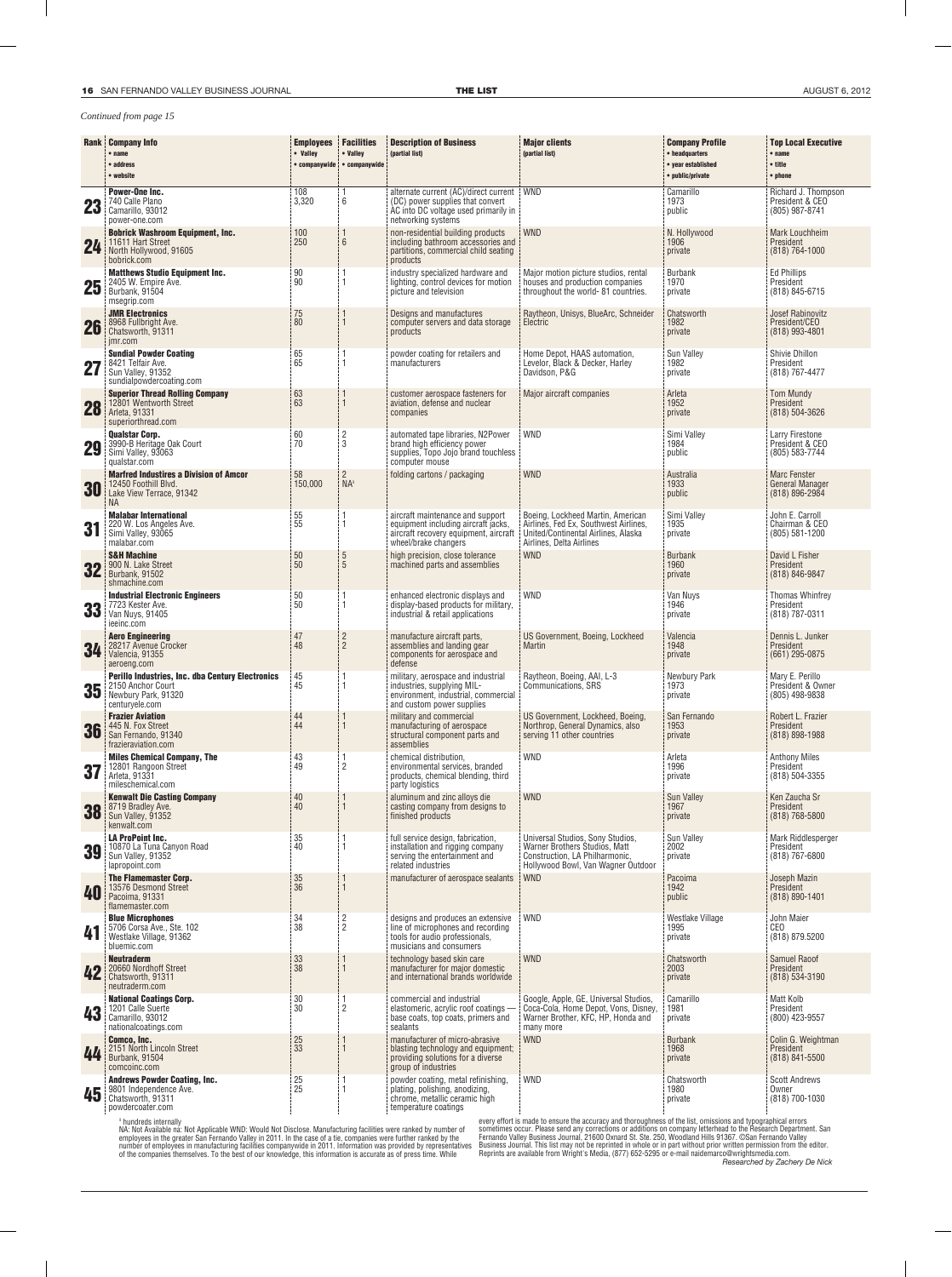*Continued from page 15*

| Rank | Company Info • name • address • website | Employees • Valley • companywide | Facilities • Valley • companywide | Description of Business (partial list) | Major clients (partial list) | Company Profile • headquarters • year established • public/private | Top Local Executive • name • title • phone |
|---|---|---|---|---|---|---|---|
| 23 | **Power-One Inc.** 740 Calle Plano Camarillo, 93012 power-one.com | 108 3,320 | 1 6 | alternate current (AC)/direct current (DC) power supplies that convert AC into DC voltage used primarily in networking systems | WND | Camarillo 1973 public | Richard J. Thompson President & CEO (805) 987-8741 |
| 24 | **Bobrick Washroom Equipment, Inc.** 11611 Hart Street North Hollywood, 91605 bobrick.com | 100 250 | 1 6 | non-residential building products including bathroom accessories and partitions, commercial child seating products | WND | N. Hollywood 1906 private | Mark Louchheim President (818) 764-1000 |
| 25 | **Matthews Studio Equipment Inc.** 2405 W. Empire Ave. Burbank, 91504 msegrip.com | 90 90 | 1 1 | industry specialized hardware and lighting, control devices for motion picture and television | Major motion picture studios, rental houses and production companies throughout the world- 81 countries. | Burbank 1970 private | Ed Phillips President (818) 845-6715 |
| 26 | **JMR Electronics** 8968 Fullbright Ave. Chatsworth, 91311 jmr.com | 75 80 | 1 1 | Designs and manufactures computer servers and data storage products | Raytheon, Unisys, BlueArc, Schneider Electric | Chatsworth 1982 private | Josef Rabinovitz President/CEO (818) 993-4801 |
| 27 | **Sundial Powder Coating** 8421 Telfair Ave. Sun Valley, 91352 sundialpowdercoating.com | 65 65 | 1 1 | powder coating for retailers and manufacturers | Home Depot, HAAS automation, Levelor, Black & Decker, Harley Davidson, P&G | Sun Valley 1982 private | Shivie Dhillon President (818) 767-4477 |
| 28 | **Superior Thread Rolling Company** 12801 Wentworth Street Arleta, 91331 superiorthread.com | 63 63 | 1 1 | customer aerospace fasteners for aviation, defense and nuclear companies | Major aircraft companies | Arleta 1952 private | Tom Mundy President (818) 504-3626 |
| 29 | **Qualstar Corp.** 3990-B Heritage Oak Court Simi Valley, 93063 qualstar.com | 60 70 | 2 3 | automated tape libraries, N2Power brand high efficiency power supplies, Topo Jojo brand touchless computer mouse | WND | Simi Valley 1984 public | Larry Firestone President & CEO (805) 583-7744 |
| 30 | **Marfred Industires a Division of Amcor** 12450 Foothill Blvd. Lake View Terrace, 91342 NA | 58 150,000 | 2 NA[1] | folding cartons / packaging | WND | Australia 1933 public | Marc Fenster General Manager (818) 896-2984 |
| 31 | **Malabar International** 220 W. Los Angeles Ave. Simi Valley, 93065 malabar.com | 55 55 | 1 1 | aircraft maintenance and support equipment including aircraft jacks, aircraft recovery equipment, aircraft wheel/brake changers | Boeing, Lockheed Martin, American Airlines, Fed Ex, Southwest Airlines, United/Continental Airlines, Alaska Airlines, Delta Airlines | Simi Valley 1935 private | John E. Carroll Chairman & CEO (805) 581-1200 |
| 32 | **S&H Machine** 900 N. Lake Street Burbank, 91502 shmachine.com | 50 50 | 5 5 | high precision, close tolerance machined parts and assemblies | WND | Burbank 1960 private | David L Fisher President (818) 846-9847 |
| 33 | **Industrial Electronic Engineers** 7723 Kester Ave. Van Nuys, 91405 ieeinc.com | 50 50 | 1 1 | enhanced electronic displays and display-based products for military, industrial & retail applications | WND | Van Nuys 1946 private | Thomas Whinfrey President (818) 787-0311 |
| 34 | **Aero Engineering** 28217 Avenue Crocker Valencia, 91355 aeroeng.com | 47 48 | 2 2 | manufacture aircraft parts, assemblies and landing gear components for aerospace and defense | US Government, Boeing, Lockheed Martin | Valencia 1948 private | Dennis L. Junker President (661) 295-0875 |
| 35 | **Perillo Industries, Inc. dba Century Electronics** 2150 Anchor Court Newbury Park, 91320 centuryele.com | 45 45 | 1 1 | military, aerospace and industrial industries, supplying MIL-environment, industrial, commercial and custom power supplies | Raytheon, Boeing, AAI, L-3 Communications, SRS | Newbury Park 1973 private | Mary E. Perillo President & Owner (805) 498-9838 |
| 36 | **Frazier Aviation** 445 N. Fox Street San Fernando, 91340 frazieraviation.com | 44 44 | 1 1 | military and commercial manufacturing of aerospace structural component parts and assemblies | US Government, Lockheed, Boeing, Northrop, General Dynamics, also serving 11 other countries | San Fernando 1953 private | Robert L. Frazier President (818) 898-1988 |
| 37 | **Miles Chemical Company, The** 12801 Rangoon Street Arleta, 91331 mileschemical.com | 43 49 | 1 2 | chemical distribution, environmental services, branded products, chemical blending, third party logistics | WND | Arleta 1996 private | Anthony Miles President (818) 504-3355 |
| 38 | **Kenwalt Die Casting Company** 8719 Bradley Ave. Sun Valley, 91352 kenwalt.com | 40 40 | 1 1 | aluminum and zinc alloys die casting company from designs to finished products | WND | Sun Valley 1967 private | Ken Zaucha Sr President (818) 768-5800 |
| 39 | **LA ProPoint Inc.** 10870 La Tuna Canyon Road Sun Valley, 91352 lapropoint.com | 35 40 | 1 1 | full service design, fabrication, installation and rigging company serving the entertainment and related industries | Universal Studios, Sony Studios, Warner Brothers Studios, Matt Construction, LA Philharmonic, Hollywood Bowl, Van Wagner Outdoor | Sun Valley 2002 private | Mark Riddlesperger President (818) 767-6800 |
| 40 | **The Flamemaster Corp.** 13576 Desmond Street Pacoima, 91331 flamemaster.com | 35 36 | 1 1 | manufacturer of aerospace sealants | WND | Pacoima 1942 public | Joseph Mazin President (818) 890-1401 |
| 41 | **Blue Microphones** 5706 Corsa Ave., Ste. 102 Westlake Village, 91362 bluemic.com | 34 38 | 2 2 | designs and produces an extensive line of microphones and recording tools for audio professionals, musicians and consumers | WND | Westlake Village 1995 private | John Maier CEO (818) 879.5200 |
| 42 | **Neutraderm** 20660 Nordhoff Street Chatsworth, 91311 neutraderm.com | 33 38 | 1 1 | technology based skin care manufacturer for major domestic and international brands worldwide | WND | Chatsworth 2003 private | Samuel Raoof President (818) 534-3190 |
| 43 | **National Coatings Corp.** 1201 Calle Suerte Camarillo, 93012 nationalcoatings.com | 30 30 | 1 2 | commercial and industrial elastomeric, acrylic roof coatings — base coats, top coats, primers and sealants | Google, Apple, GE, Universal Studios, Coca-Cola, Home Depot, Vons, Disney, Warner Brother, KFC, HP, Honda and many more | Camarillo 1981 private | Matt Kolb President (800) 423-9557 |
| 44 | **Comco, Inc.** 2151 North Lincoln Street Burbank, 91504 comcoinc.com | 25 33 | 1 1 | manufacturer of micro-abrasive blasting technology and equipment; providing solutions for a diverse group of industries | WND | Burbank 1968 private | Colin G. Weightman President (818) 841-5500 |
| 45 | **Andrews Powder Coating, Inc.** 9801 Independence Ave. Chatsworth, 91311 powdercoater.com | 25 25 | 1 1 | powder coating, metal refinishing, plating, polishing, anodizing, chrome, metallic ceramic high temperature coatings | WND | Chatsworth 1980 private | Scott Andrews Owner (818) 700-1030 |

[1] hundreds internally

NA: Not Available na: Not Applicable WND: Would Not Disclose. Manufacturing facilities were ranked by number of employees in the greater San Fernando Valley in 2011. In the case of a tie, companies were further ranked by the number of employees in manufacturing facilities companywide in 2011. Information was provided by representatives of the companies themselves. To the best of our knowledge, this information is accurate as of press time. While every effort is made to ensure the accuracy and thoroughness of the list, omissions and typographical errors sometimes occur. Please send any corrections or additions on company letterhead to the Research Department. San Fernando Valley Business Journal, 21600 Oxnard St. Ste. 250, Woodland Hills 91367. ©San Fernando Valley Business Journal. This list may not be reprinted in whole or in part without prior written permission from the editor. Reprints are available from Wright's Media, (877) 652-5295 or e-mail naidemarco@wrightsmedia.com.

*Researched by Zachery De Nick*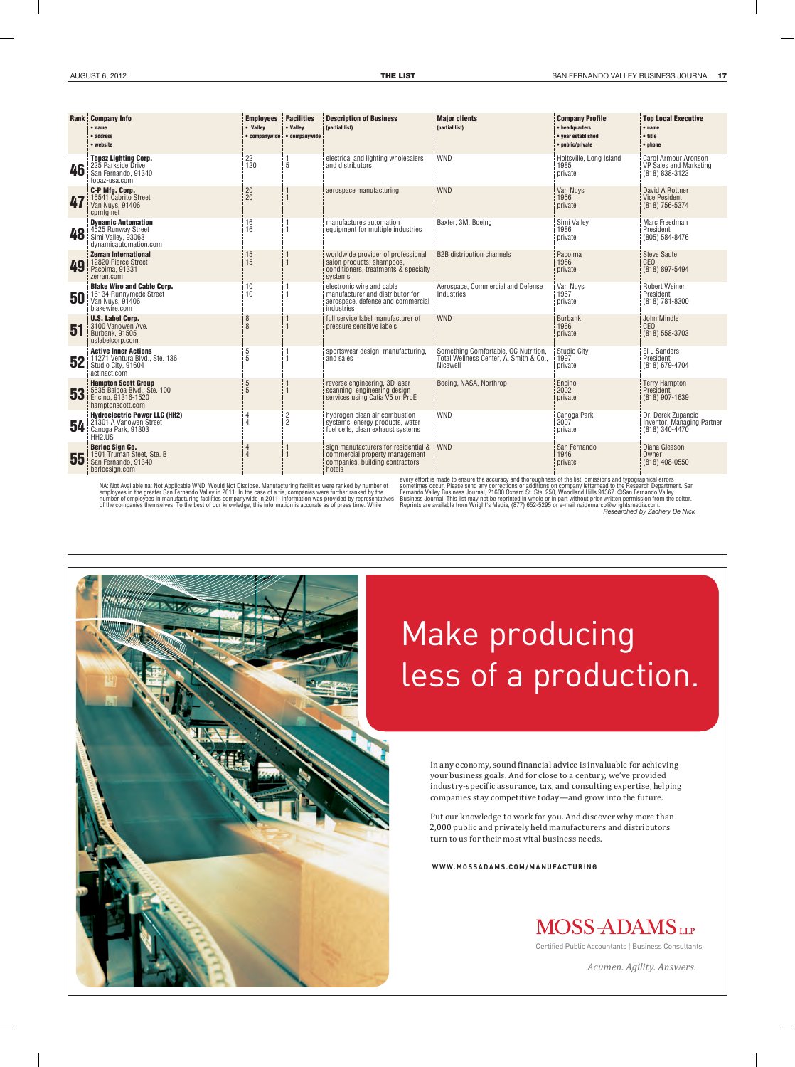| Rank | Company Info • name • address • website | Employees • Valley • companywide | Facilities • Valley • companywide | Description of Business (partial list) | Major clients (partial list) | Company Profile • headquarters • year established • public/private | Top Local Executive • name • title • phone |
|---|---|---|---|---|---|---|---|
| 46 | **Topaz Lighting Corp.** 225 Parkside Drive San Fernando, 91340 topaz-usa.com | 22 120 | 1 5 | electrical and lighting wholesalers and distributors | WND | Holtsville, Long Island 1985 private | Carol Armour Aronson VP Sales and Marketing (818) 838-3123 |
| 47 | **C-P Mfg. Corp.** 15541 Cabrito Street Van Nuys, 91406 cpmfg.net | 20 20 | 1 1 | aerospace manufacturing | WND | Van Nuys 1956 private | David A Rottner Vice Pesident (818) 756-5374 |
| 48 | **Dynamic Automation** 4525 Runway Street Simi Valley, 93063 dynamicautomation.com | 16 16 | 1 1 | manufactures automation equipment for multiple industries | Baxter, 3M, Boeing | Simi Valley 1986 private | Marc Freedman President (805) 584-8476 |
| 49 | **Zerran International** 12820 Pierce Street Pacoima, 91331 zerran.com | 15 15 | 1 1 | worldwide provider of professional salon products: shampoos, conditioners, treatments & specialty systems | B2B distribution channels | Pacoima 1986 private | Steve Saute CEO (818) 897-5494 |
| 50 | **Blake Wire and Cable Corp.** 16134 Runnymede Street Van Nuys, 91406 blakewire.com | 10 10 | 1 1 | electronic wire and cable manufacturer and distributor for aerospace, defense and commercial industries | Aerospace, Commercial and Defense Industries | Van Nuys 1967 private | Robert Weiner President (818) 781-8300 |
| 51 | **U.S. Label Corp.** 3100 Vanowen Ave. Burbank, 91505 uslabelcorp.com | 8 8 | 1 1 | full service label manufacturer of pressure sensitive labels | WND | Burbank 1966 private | John Mindle CEO (818) 558-3703 |
| 52 | **Active Inner Actions** 11271 Ventura Blvd., Ste. 136 Studio City, 91604 actinact.com | 5 5 | 1 1 | sportswear design, manufacturing, and sales | Something Comfortable, OC Nutrition, Total Wellness Center, A. Smith & Co., Nicewell | Studio City 1997 private | El L Sanders President (818) 679-4704 |
| 53 | **Hampton Scott Group** 5535 Balboa Blvd., Ste. 100 Encino, 91316-1520 hamptonscott.com | 5 5 | 1 1 | reverse engineering, 3D laser scanning, engineering design services using Catia V5 or ProE | Boeing, NASA, Northrop | Encino 2002 private | Terry Hampton President (818) 907-1639 |
| 54 | **Hydroelectric Power LLC (HH2)** 21301 A Vanowen Street Canoga Park, 91303 HH2.US | 4 4 | 2 2 | hydrogen clean air combustion systems, energy products, water fuel cells, clean exhaust systems | WND | Canoga Park 2007 private | Dr. Derek Zupancic Inventor, Managing Partner (818) 340-4470 |
| 55 | **Berloc Sign Co.** 1501 Truman Steet, Ste. B San Fernando, 91340 berlocsign.com | 4 4 | 1 1 | sign manufacturers for residential & commercial property management companies, building contractors, hotels | WND | San Fernando 1946 private | Diana Gleason Owner (818) 408-0550 |

NA: Not Available na: Not Applicable WND: Would Not Disclose. Manufacturing facilities were ranked by number of employees in the greater San Fernando Valley in 2011. In the case of a tie, companies were further ranked by the number of employees in manufacturing facilities companywide in 2011. Information was provided by representatives of the companies themselves. To the best of our knowledge, this information is accurate as of press time. While every effort is made to ensure the accuracy and thoroughness of the list, omissions and typographical errors sometimes occur. Please send any corrections or additions on company letterhead to the Research Department. San Fernando Valley Business Journal, 21600 Oxnard St. Ste. 250, Woodland Hills 91367. ©San Fernando Valley Business Journal. This list may not be reprinted in whole or in part without prior written permission from the editor. Reprints are available from Wright's Media, (877) 652-5295 or e-mail naidemarco@wrightsmedia.com.

*Researched by Zachery De Nick*

# Make producing less of a production.

In any economy, sound financial advice is invaluable for achieving your business goals. And for close to a century, we've provided industry-specific assurance, tax, and consulting expertise, helping companies stay competitive today—and grow into the future.

Put our knowledge to work for you. And discover why more than 2,000 public and privately held manufacturers and distributors turn to us for their most vital business needs.

**WWW.MOSSADAMS.COM/MANUFACTURING**

**MOSS-ADAMS LLP**

Certified Public Accountants | Business Consultants

*Acumen. Agility. Answers.*